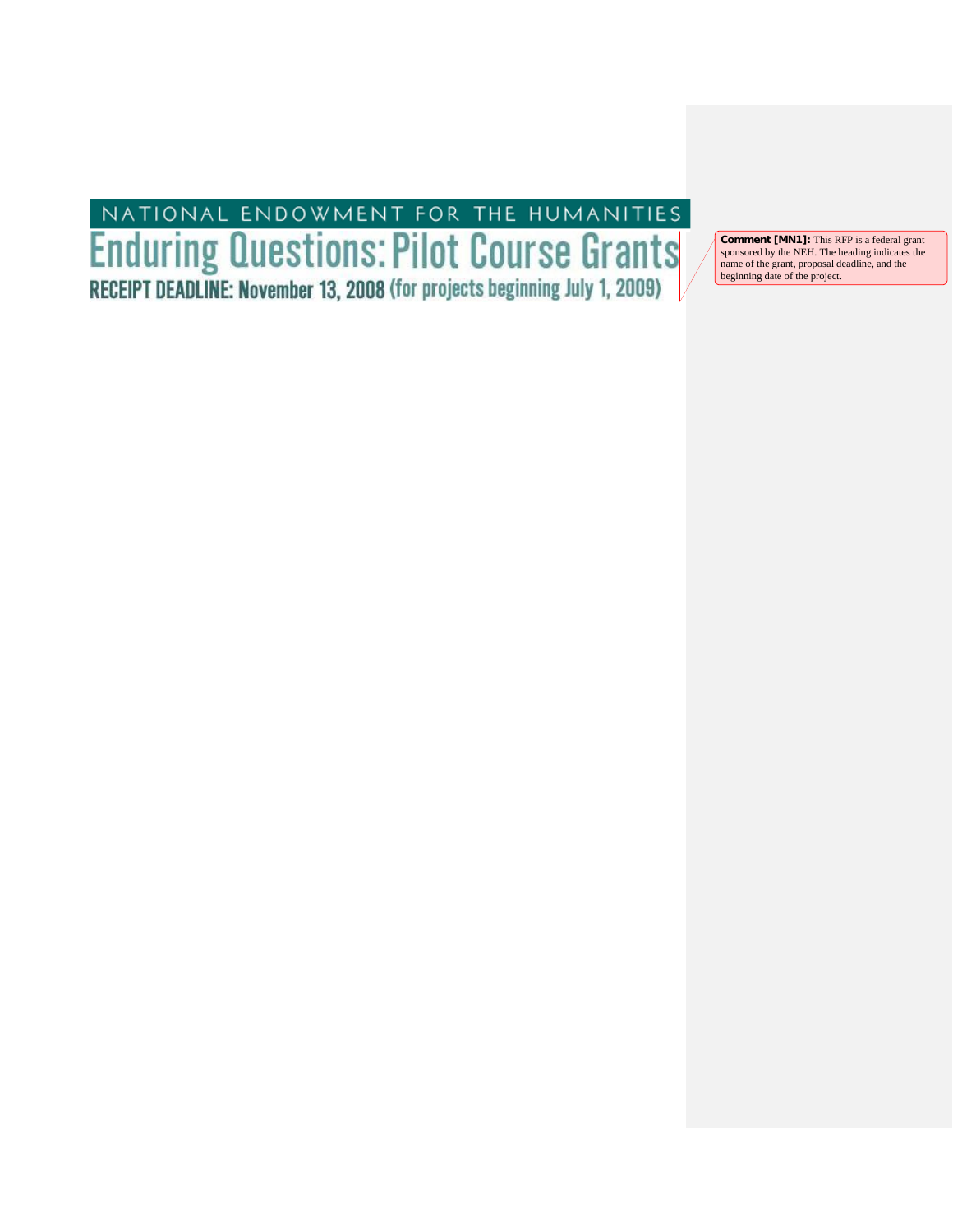NATIONAL ENDOWMENT FOR THE HUMANITIES

# Enduring Questions: Pilot Course Grants

**RECEIPT DEADLINE: November 13, 2008** (for projects beginning July 1, 2009)

**Comment [MN1]:** This RFP is a federal grant sponsored by the NEH. The heading indicates the name of the grant, proposal deadline, and the beginning date of the project.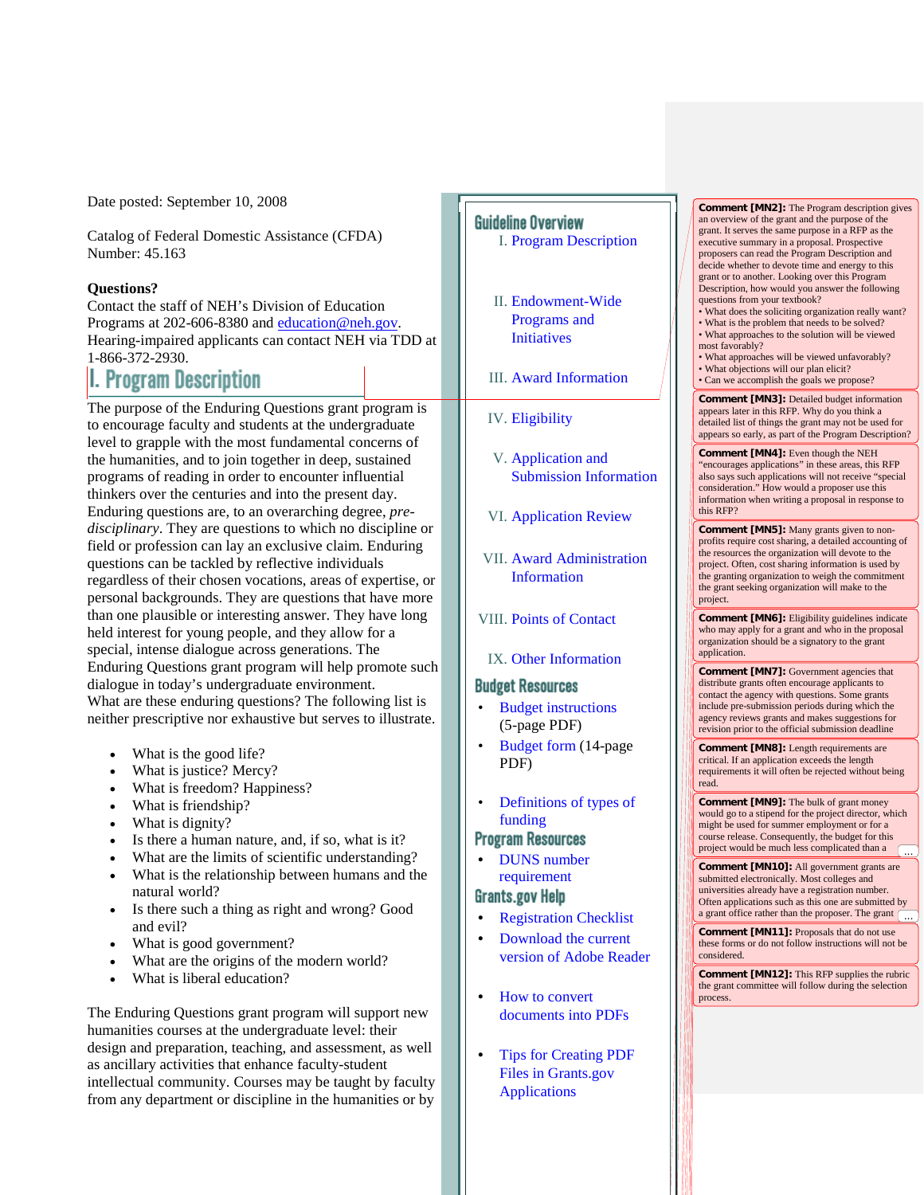Date posted: September 10, 2008

Catalog of Federal Domestic Assistance (CFDA) Number: 45.163

**Questions?**
Contact the staff of NEH's Division of Education Programs at 202-606-8380 and education@neh.gov. Hearing-impaired applicants can contact NEH via TDD at 1-866-372-2930.

# I. Program Description

The purpose of the Enduring Questions grant program is to encourage faculty and students at the undergraduate level to grapple with the most fundamental concerns of the humanities, and to join together in deep, sustained programs of reading in order to encounter influential thinkers over the centuries and into the present day. Enduring questions are, to an overarching degree, *pre-disciplinary*. They are questions to which no discipline or field or profession can lay an exclusive claim. Enduring questions can be tackled by reflective individuals regardless of their chosen vocations, areas of expertise, or personal backgrounds. They are questions that have more than one plausible or interesting answer. They have long held interest for young people, and they allow for a special, intense dialogue across generations. The Enduring Questions grant program will help promote such dialogue in today's undergraduate environment.
What are these enduring questions? The following list is neither prescriptive nor exhaustive but serves to illustrate.

- What is the good life?
- What is justice? Mercy?
- What is freedom? Happiness?
- What is friendship?
- What is dignity?
- Is there a human nature, and, if so, what is it?
- What are the limits of scientific understanding?
- What is the relationship between humans and the natural world?
- Is there such a thing as right and wrong? Good and evil?
- What is good government?
- What are the origins of the modern world?
- What is liberal education?

The Enduring Questions grant program will support new humanities courses at the undergraduate level: their design and preparation, teaching, and assessment, as well as ancillary activities that enhance faculty-student intellectual community. Courses may be taught by faculty from any department or discipline in the humanities or by

## Guideline Overview

I. Program Description

II. Endowment-Wide Programs and Initiatives

III. Award Information

IV. Eligibility

V. Application and Submission Information

VI. Application Review

VII. Award Administration Information

VIII. Points of Contact

IX. Other Information

## Budget Resources

- Budget instructions (5-page PDF)
- Budget form (14-page PDF)
- Definitions of types of funding

## Program Resources

- DUNS number requirement

## Grants.gov Help

- Registration Checklist
- Download the current version of Adobe Reader
- How to convert documents into PDFs
- Tips for Creating PDF Files in Grants.gov Applications

**Comment [MN2]:** The Program description gives an overview of the grant and the purpose of the grant. It serves the same purpose in a RFP as the executive summary in a proposal. Prospective proposers can read the Program Description and decide whether to devote time and energy to this grant or to another. Looking over this Program Description, how would you answer the following questions from your textbook?
• What does the soliciting organization really want?
• What is the problem that needs to be solved?
• What approaches to the solution will be viewed most favorably?
• What approaches will be viewed unfavorably?
• What objections will our plan elicit?
• Can we accomplish the goals we propose?

**Comment [MN3]:** Detailed budget information appears later in this RFP. Why do you think a detailed list of things the grant may not be used for appears so early, as part of the Program Description?

**Comment [MN4]:** Even though the NEH "encourages applications" in these areas, this RFP also says such applications will not receive "special consideration." How would a proposer use this information when writing a proposal in response to this RFP?

**Comment [MN5]:** Many grants given to non-profits require cost sharing, a detailed accounting of the resources the organization will devote to the project. Often, cost sharing information is used by the granting organization to weigh the commitment the grant seeking organization will make to the project.

**Comment [MN6]:** Eligibility guidelines indicate who may apply for a grant and who in the proposal organization should be a signatory to the grant application.

**Comment [MN7]:** Government agencies that distribute grants often encourage applicants to contact the agency with questions. Some grants include pre-submission periods during which the agency reviews grants and makes suggestions for revision prior to the official submission deadline

**Comment [MN8]:** Length requirements are critical. If an application exceeds the length requirements it will often be rejected without being read.

**Comment [MN9]:** The bulk of grant money would go to a stipend for the project director, which might be used for summer employment or for a course release. Consequently, the budget for this project would be much less complicated than a ...

**Comment [MN10]:** All government grants are submitted electronically. Most colleges and universities already have a registration number. Often applications such as this one are submitted by a grant office rather than the proposer. The grant ...

**Comment [MN11]:** Proposals that do not use these forms or do not follow instructions will not be considered.

**Comment [MN12]:** This RFP supplies the rubric the grant committee will follow during the selection process.